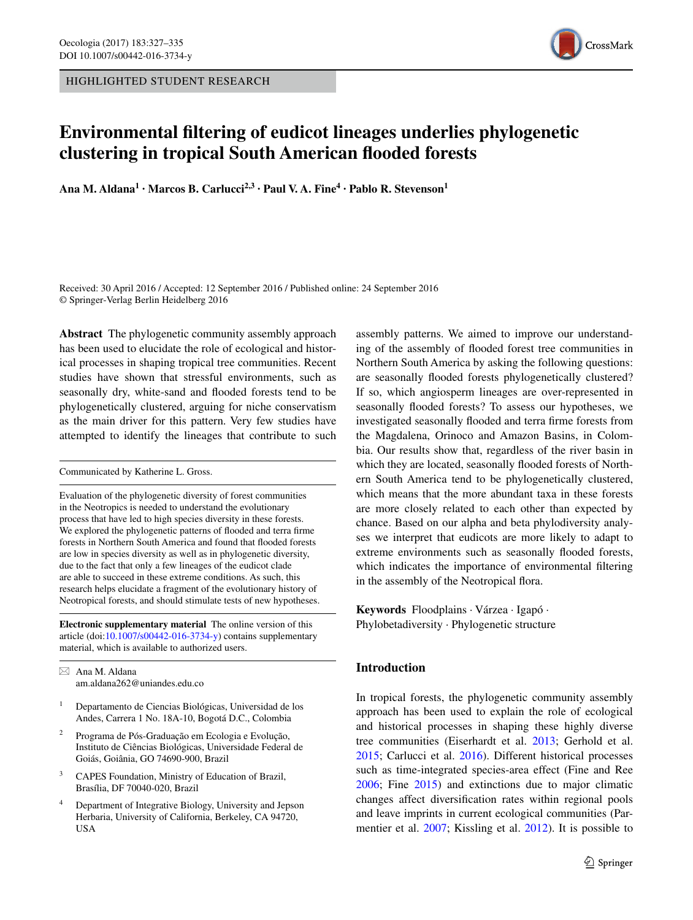HIGHLIGHTED STUDENT RESEARCH

# Environmental filtering of eudicot lineages underlies phylogenetic clustering in tropical South American flooded forests

**Ana M. Aldana[1] · Marcos B. Carlucci[2,3] · Paul V. A. Fine[4] · Pablo R. Stevenson[1]**

Received: 30 April 2016 / Accepted: 12 September 2016 / Published online: 24 September 2016
© Springer-Verlag Berlin Heidelberg 2016

**Abstract** The phylogenetic community assembly approach has been used to elucidate the role of ecological and historical processes in shaping tropical tree communities. Recent studies have shown that stressful environments, such as seasonally dry, white-sand and flooded forests tend to be phylogenetically clustered, arguing for niche conservatism as the main driver for this pattern. Very few studies have attempted to identify the lineages that contribute to such assembly patterns. We aimed to improve our understanding of the assembly of flooded forest tree communities in Northern South America by asking the following questions: are seasonally flooded forests phylogenetically clustered? If so, which angiosperm lineages are over-represented in seasonally flooded forests? To assess our hypotheses, we investigated seasonally flooded and terra firme forests from the Magdalena, Orinoco and Amazon Basins, in Colombia. Our results show that, regardless of the river basin in which they are located, seasonally flooded forests of Northern South America tend to be phylogenetically clustered, which means that the more abundant taxa in these forests are more closely related to each other than expected by chance. Based on our alpha and beta phylodiversity analyses we interpret that eudicots are more likely to adapt to extreme environments such as seasonally flooded forests, which indicates the importance of environmental filtering in the assembly of the Neotropical flora.

**Keywords** Floodplains · Várzea · Igapó · Phylobetadiversity · Phylogenetic structure

Communicated by Katherine L. Gross.

Evaluation of the phylogenetic diversity of forest communities in the Neotropics is needed to understand the evolutionary process that have led to high species diversity in these forests. We explored the phylogenetic patterns of flooded and terra firme forests in Northern South America and found that flooded forests are low in species diversity as well as in phylogenetic diversity, due to the fact that only a few lineages of the eudicot clade are able to succeed in these extreme conditions. As such, this research helps elucidate a fragment of the evolutionary history of Neotropical forests, and should stimulate tests of new hypotheses.

**Electronic supplementary material** The online version of this article (doi:10.1007/s00442-016-3734-y) contains supplementary material, which is available to authorized users.

✉ Ana M. Aldana
am.aldana262@uniandes.edu.co

[1] Departamento de Ciencias Biológicas, Universidad de los Andes, Carrera 1 No. 18A-10, Bogotá D.C., Colombia

[2] Programa de Pós-Graduação em Ecologia e Evolução, Instituto de Ciências Biológicas, Universidade Federal de Goiás, Goiânia, GO 74690-900, Brazil

[3] CAPES Foundation, Ministry of Education of Brazil, Brasília, DF 70040-020, Brazil

[4] Department of Integrative Biology, University and Jepson Herbaria, University of California, Berkeley, CA 94720, USA

## Introduction

In tropical forests, the phylogenetic community assembly approach has been used to explain the role of ecological and historical processes in shaping these highly diverse tree communities (Eiserhardt et al. 2013; Gerhold et al. 2015; Carlucci et al. 2016). Different historical processes such as time-integrated species-area effect (Fine and Ree 2006; Fine 2015) and extinctions due to major climatic changes affect diversification rates within regional pools and leave imprints in current ecological communities (Parmentier et al. 2007; Kissling et al. 2012). It is possible to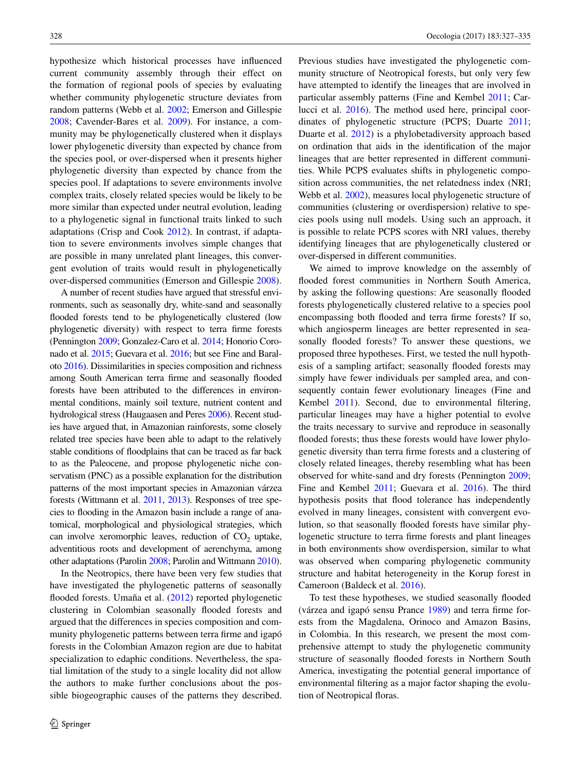hypothesize which historical processes have influenced current community assembly through their effect on the formation of regional pools of species by evaluating whether community phylogenetic structure deviates from random patterns (Webb et al. 2002; Emerson and Gillespie 2008; Cavender-Bares et al. 2009). For instance, a community may be phylogenetically clustered when it displays lower phylogenetic diversity than expected by chance from the species pool, or over-dispersed when it presents higher phylogenetic diversity than expected by chance from the species pool. If adaptations to severe environments involve complex traits, closely related species would be likely to be more similar than expected under neutral evolution, leading to a phylogenetic signal in functional traits linked to such adaptations (Crisp and Cook 2012). In contrast, if adaptation to severe environments involves simple changes that are possible in many unrelated plant lineages, this convergent evolution of traits would result in phylogenetically over-dispersed communities (Emerson and Gillespie 2008).

A number of recent studies have argued that stressful environments, such as seasonally dry, white-sand and seasonally flooded forests tend to be phylogenetically clustered (low phylogenetic diversity) with respect to terra firme forests (Pennington 2009; Gonzalez-Caro et al. 2014; Honorio Coronado et al. 2015; Guevara et al. 2016; but see Fine and Baraloto 2016). Dissimilarities in species composition and richness among South American terra firme and seasonally flooded forests have been attributed to the differences in environmental conditions, mainly soil texture, nutrient content and hydrological stress (Haugaasen and Peres 2006). Recent studies have argued that, in Amazonian rainforests, some closely related tree species have been able to adapt to the relatively stable conditions of floodplains that can be traced as far back to as the Paleocene, and propose phylogenetic niche conservatism (PNC) as a possible explanation for the distribution patterns of the most important species in Amazonian várzea forests (Wittmann et al. 2011, 2013). Responses of tree species to flooding in the Amazon basin include a range of anatomical, morphological and physiological strategies, which can involve xeromorphic leaves, reduction of $CO_2$ uptake, adventitious roots and development of aerenchyma, among other adaptations (Parolin 2008; Parolin and Wittmann 2010).

In the Neotropics, there have been very few studies that have investigated the phylogenetic patterns of seasonally flooded forests. Umaña et al. (2012) reported phylogenetic clustering in Colombian seasonally flooded forests and argued that the differences in species composition and community phylogenetic patterns between terra firme and igapó forests in the Colombian Amazon region are due to habitat specialization to edaphic conditions. Nevertheless, the spatial limitation of the study to a single locality did not allow the authors to make further conclusions about the possible biogeographic causes of the patterns they described. Previous studies have investigated the phylogenetic community structure of Neotropical forests, but only very few have attempted to identify the lineages that are involved in particular assembly patterns (Fine and Kembel 2011; Carlucci et al. 2016). The method used here, principal coordinates of phylogenetic structure (PCPS; Duarte 2011; Duarte et al. 2012) is a phylobetadiversity approach based on ordination that aids in the identification of the major lineages that are better represented in different communities. While PCPS evaluates shifts in phylogenetic composition across communities, the net relatedness index (NRI; Webb et al. 2002), measures local phylogenetic structure of communities (clustering or overdispersion) relative to species pools using null models. Using such an approach, it is possible to relate PCPS scores with NRI values, thereby identifying lineages that are phylogenetically clustered or over-dispersed in different communities.

We aimed to improve knowledge on the assembly of flooded forest communities in Northern South America, by asking the following questions: Are seasonally flooded forests phylogenetically clustered relative to a species pool encompassing both flooded and terra firme forests? If so, which angiosperm lineages are better represented in seasonally flooded forests? To answer these questions, we proposed three hypotheses. First, we tested the null hypothesis of a sampling artifact; seasonally flooded forests may simply have fewer individuals per sampled area, and consequently contain fewer evolutionary lineages (Fine and Kembel 2011). Second, due to environmental filtering, particular lineages may have a higher potential to evolve the traits necessary to survive and reproduce in seasonally flooded forests; thus these forests would have lower phylogenetic diversity than terra firme forests and a clustering of closely related lineages, thereby resembling what has been observed for white-sand and dry forests (Pennington 2009; Fine and Kembel 2011; Guevara et al. 2016). The third hypothesis posits that flood tolerance has independently evolved in many lineages, consistent with convergent evolution, so that seasonally flooded forests have similar phylogenetic structure to terra firme forests and plant lineages in both environments show overdispersion, similar to what was observed when comparing phylogenetic community structure and habitat heterogeneity in the Korup forest in Cameroon (Baldeck et al. 2016).

To test these hypotheses, we studied seasonally flooded (várzea and igapó sensu Prance 1989) and terra firme forests from the Magdalena, Orinoco and Amazon Basins, in Colombia. In this research, we present the most comprehensive attempt to study the phylogenetic community structure of seasonally flooded forests in Northern South America, investigating the potential general importance of environmental filtering as a major factor shaping the evolution of Neotropical floras.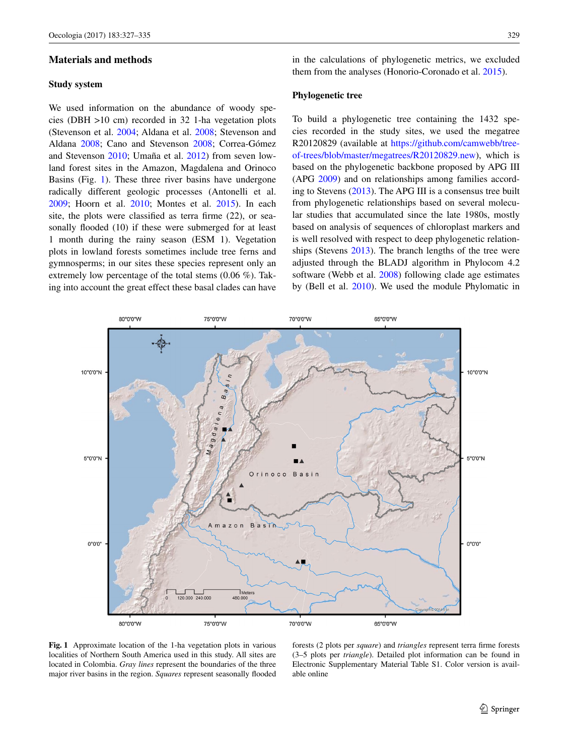## Materials and methods

### Study system

We used information on the abundance of woody species (DBH >10 cm) recorded in 32 1-ha vegetation plots (Stevenson et al. 2004; Aldana et al. 2008; Stevenson and Aldana 2008; Cano and Stevenson 2008; Correa-Gómez and Stevenson 2010; Umaña et al. 2012) from seven lowland forest sites in the Amazon, Magdalena and Orinoco Basins (Fig. 1). These three river basins have undergone radically different geologic processes (Antonelli et al. 2009; Hoorn et al. 2010; Montes et al. 2015). In each site, the plots were classified as terra firme (22), or seasonally flooded (10) if these were submerged for at least 1 month during the rainy season (ESM 1). Vegetation plots in lowland forests sometimes include tree ferns and gymnosperms; in our sites these species represent only an extremely low percentage of the total stems (0.06 %). Taking into account the great effect these basal clades can have in the calculations of phylogenetic metrics, we excluded them from the analyses (Honorio-Coronado et al. 2015).

### Phylogenetic tree

To build a phylogenetic tree containing the 1432 species recorded in the study sites, we used the megatree R20120829 (available at https://github.com/camwebb/tree-of-trees/blob/master/megatrees/R20120829.new), which is based on the phylogenetic backbone proposed by APG III (APG 2009) and on relationships among families according to Stevens (2013). The APG III is a consensus tree built from phylogenetic relationships based on several molecular studies that accumulated since the late 1980s, mostly based on analysis of sequences of chloroplast markers and is well resolved with respect to deep phylogenetic relationships (Stevens 2013). The branch lengths of the tree were adjusted through the BLADJ algorithm in Phylocom 4.2 software (Webb et al. 2008) following clade age estimates by (Bell et al. 2010). We used the module Phylomatic in

**Fig. 1** Approximate location of the 1-ha vegetation plots in various localities of Northern South America used in this study. All sites are located in Colombia. *Gray lines* represent the boundaries of the three major river basins in the region. *Squares* represent seasonally flooded forests (2 plots per *square*) and *triangles* represent terra firme forests (3–5 plots per *triangle*). Detailed plot information can be found in Electronic Supplementary Material Table S1. Color version is available online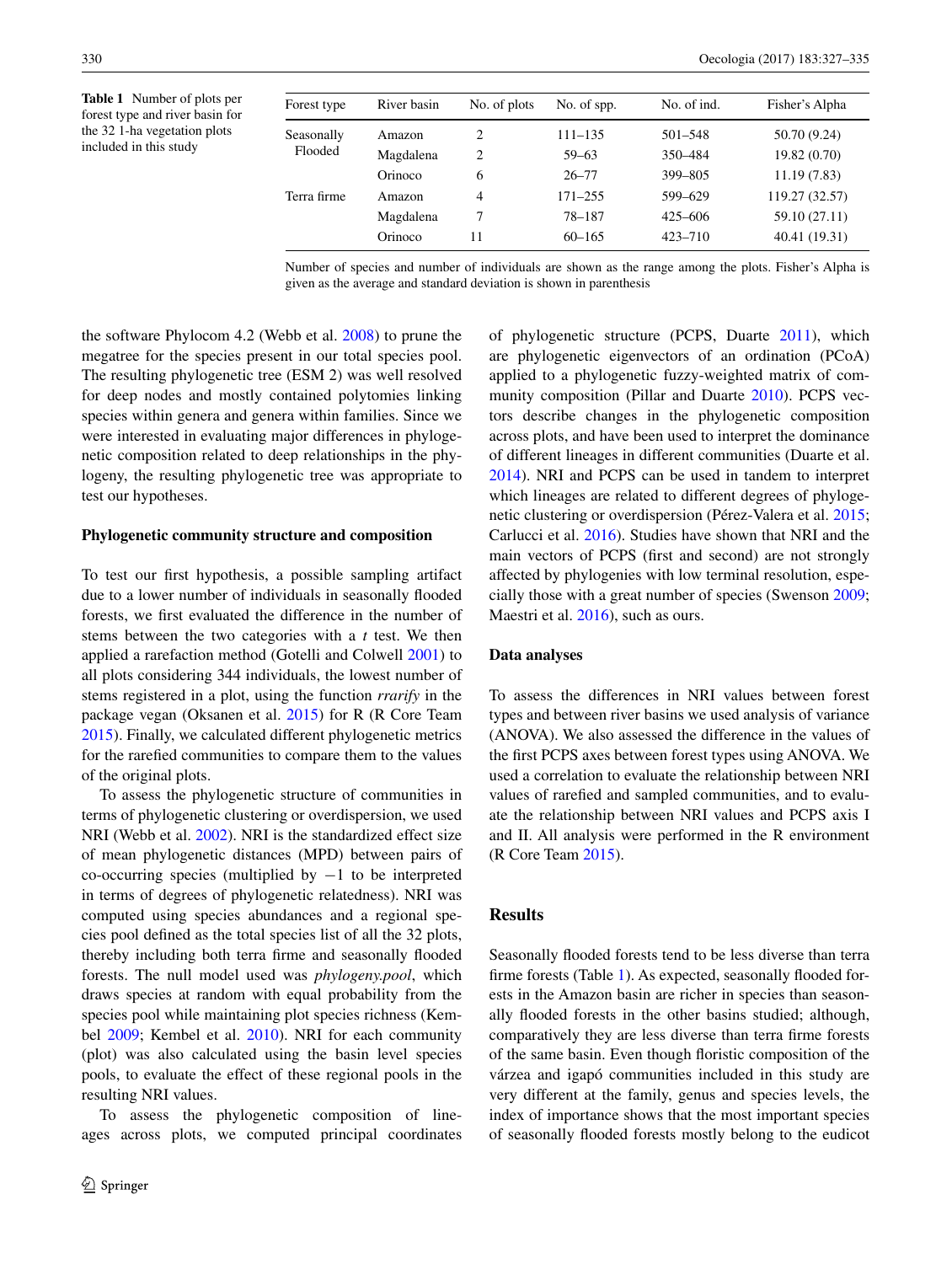**Table 1** Number of plots per forest type and river basin for the 32 1-ha vegetation plots included in this study

| Forest type | River basin | No. of plots | No. of spp. | No. of ind. | Fisher's Alpha |
|---|---|---|---|---|---|
| Seasonally Flooded | Amazon | 2 | 111–135 | 501–548 | 50.70 (9.24) |
| | Magdalena | 2 | 59–63 | 350–484 | 19.82 (0.70) |
| | Orinoco | 6 | 26–77 | 399–805 | 11.19 (7.83) |
| Terra firme | Amazon | 4 | 171–255 | 599–629 | 119.27 (32.57) |
| | Magdalena | 7 | 78–187 | 425–606 | 59.10 (27.11) |
| | Orinoco | 11 | 60–165 | 423–710 | 40.41 (19.31) |

Number of species and number of individuals are shown as the range among the plots. Fisher's Alpha is given as the average and standard deviation is shown in parenthesis

the software Phylocom 4.2 (Webb et al. 2008) to prune the megatree for the species present in our total species pool. The resulting phylogenetic tree (ESM 2) was well resolved for deep nodes and mostly contained polytomies linking species within genera and genera within families. Since we were interested in evaluating major differences in phylogenetic composition related to deep relationships in the phylogeny, the resulting phylogenetic tree was appropriate to test our hypotheses.

### Phylogenetic community structure and composition

To test our first hypothesis, a possible sampling artifact due to a lower number of individuals in seasonally flooded forests, we first evaluated the difference in the number of stems between the two categories with a *t* test. We then applied a rarefaction method (Gotelli and Colwell 2001) to all plots considering 344 individuals, the lowest number of stems registered in a plot, using the function *rrarify* in the package vegan (Oksanen et al. 2015) for R (R Core Team 2015). Finally, we calculated different phylogenetic metrics for the rarefied communities to compare them to the values of the original plots.

To assess the phylogenetic structure of communities in terms of phylogenetic clustering or overdispersion, we used NRI (Webb et al. 2002). NRI is the standardized effect size of mean phylogenetic distances (MPD) between pairs of co-occurring species (multiplied by $-1$ to be interpreted in terms of degrees of phylogenetic relatedness). NRI was computed using species abundances and a regional species pool defined as the total species list of all the 32 plots, thereby including both terra firme and seasonally flooded forests. The null model used was *phylogeny.pool*, which draws species at random with equal probability from the species pool while maintaining plot species richness (Kembel 2009; Kembel et al. 2010). NRI for each community (plot) was also calculated using the basin level species pools, to evaluate the effect of these regional pools in the resulting NRI values.

To assess the phylogenetic composition of lineages across plots, we computed principal coordinates of phylogenetic structure (PCPS, Duarte 2011), which are phylogenetic eigenvectors of an ordination (PCoA) applied to a phylogenetic fuzzy-weighted matrix of community composition (Pillar and Duarte 2010). PCPS vectors describe changes in the phylogenetic composition across plots, and have been used to interpret the dominance of different lineages in different communities (Duarte et al. 2014). NRI and PCPS can be used in tandem to interpret which lineages are related to different degrees of phylogenetic clustering or overdispersion (Pérez-Valera et al. 2015; Carlucci et al. 2016). Studies have shown that NRI and the main vectors of PCPS (first and second) are not strongly affected by phylogenies with low terminal resolution, especially those with a great number of species (Swenson 2009; Maestri et al. 2016), such as ours.

### Data analyses

To assess the differences in NRI values between forest types and between river basins we used analysis of variance (ANOVA). We also assessed the difference in the values of the first PCPS axes between forest types using ANOVA. We used a correlation to evaluate the relationship between NRI values of rarefied and sampled communities, and to evaluate the relationship between NRI values and PCPS axis I and II. All analysis were performed in the R environment (R Core Team 2015).

## Results

Seasonally flooded forests tend to be less diverse than terra firme forests (Table 1). As expected, seasonally flooded forests in the Amazon basin are richer in species than seasonally flooded forests in the other basins studied; although, comparatively they are less diverse than terra firme forests of the same basin. Even though floristic composition of the várzea and igapó communities included in this study are very different at the family, genus and species levels, the index of importance shows that the most important species of seasonally flooded forests mostly belong to the eudicot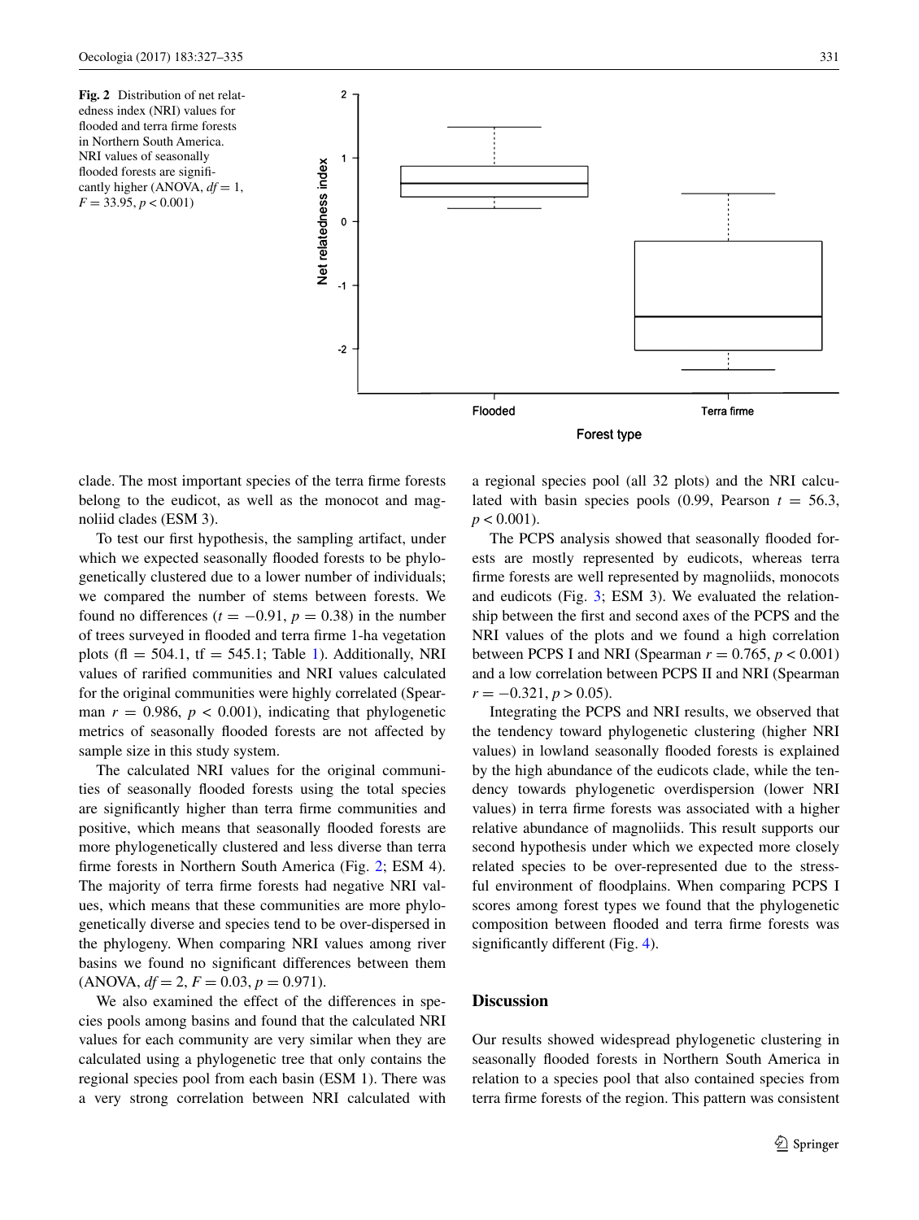Fig. 2 Distribution of net relatedness index (NRI) values for flooded and terra firme forests in Northern South America. NRI values of seasonally flooded forests are significantly higher (ANOVA, $df = 1$, $F = 33.95$, $p < 0.001$)

clade. The most important species of the terra firme forests belong to the eudicot, as well as the monocot and magnoliid clades (ESM 3).

To test our first hypothesis, the sampling artifact, under which we expected seasonally flooded forests to be phylogenetically clustered due to a lower number of individuals; we compared the number of stems between forests. We found no differences ($t = -0.91$, $p = 0.38$) in the number of trees surveyed in flooded and terra firme 1-ha vegetation plots (fl = 504.1, tf = 545.1; Table 1). Additionally, NRI values of rarified communities and NRI values calculated for the original communities were highly correlated (Spearman $r = 0.986$, $p < 0.001$), indicating that phylogenetic metrics of seasonally flooded forests are not affected by sample size in this study system.

The calculated NRI values for the original communities of seasonally flooded forests using the total species are significantly higher than terra firme communities and positive, which means that seasonally flooded forests are more phylogenetically clustered and less diverse than terra firme forests in Northern South America (Fig. 2; ESM 4). The majority of terra firme forests had negative NRI values, which means that these communities are more phylogenetically diverse and species tend to be over-dispersed in the phylogeny. When comparing NRI values among river basins we found no significant differences between them (ANOVA, $df = 2$, $F = 0.03$, $p = 0.971$).

We also examined the effect of the differences in species pools among basins and found that the calculated NRI values for each community are very similar when they are calculated using a phylogenetic tree that only contains the regional species pool from each basin (ESM 1). There was a very strong correlation between NRI calculated with a regional species pool (all 32 plots) and the NRI calculated with basin species pools (0.99, Pearson $t = 56.3$, $p < 0.001$).

The PCPS analysis showed that seasonally flooded forests are mostly represented by eudicots, whereas terra firme forests are well represented by magnoliids, monocots and eudicots (Fig. 3; ESM 3). We evaluated the relationship between the first and second axes of the PCPS and the NRI values of the plots and we found a high correlation between PCPS I and NRI (Spearman $r = 0.765$, $p < 0.001$) and a low correlation between PCPS II and NRI (Spearman $r = -0.321$, $p > 0.05$).

Integrating the PCPS and NRI results, we observed that the tendency toward phylogenetic clustering (higher NRI values) in lowland seasonally flooded forests is explained by the high abundance of the eudicots clade, while the tendency towards phylogenetic overdispersion (lower NRI values) in terra firme forests was associated with a higher relative abundance of magnoliids. This result supports our second hypothesis under which we expected more closely related species to be over-represented due to the stressful environment of floodplains. When comparing PCPS I scores among forest types we found that the phylogenetic composition between flooded and terra firme forests was significantly different (Fig. 4).

## Discussion

Our results showed widespread phylogenetic clustering in seasonally flooded forests in Northern South America in relation to a species pool that also contained species from terra firme forests of the region. This pattern was consistent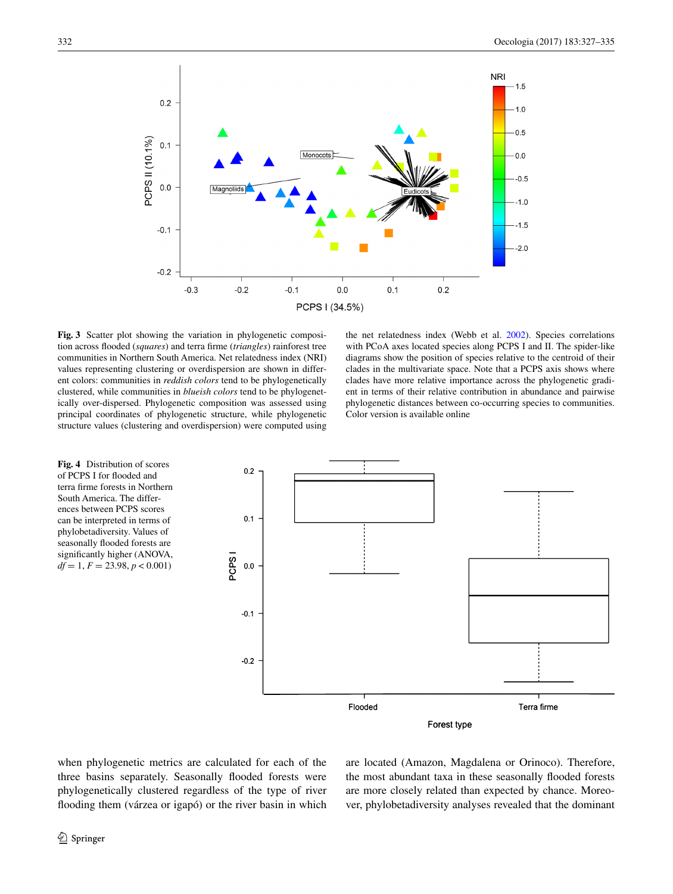**Fig. 3** Scatter plot showing the variation in phylogenetic composition across flooded (*squares*) and terra firme (*triangles*) rainforest tree communities in Northern South America. Net relatedness index (NRI) values representing clustering or overdispersion are shown in different colors: communities in *reddish colors* tend to be phylogenetically clustered, while communities in *blueish colors* tend to be phylogenetically over-dispersed. Phylogenetic composition was assessed using principal coordinates of phylogenetic structure, while phylogenetic structure values (clustering and overdispersion) were computed using the net relatedness index (Webb et al. 2002). Species correlations with PCoA axes located species along PCPS I and II. The spider-like diagrams show the position of species relative to the centroid of their clades in the multivariate space. Note that a PCPS axis shows where clades have more relative importance across the phylogenetic gradient in terms of their relative contribution in abundance and pairwise phylogenetic distances between co-occurring species to communities. Color version is available online

**Fig. 4** Distribution of scores of PCPS I for flooded and terra firme forests in Northern South America. The differences between PCPS scores can be interpreted in terms of phylobetadiversity. Values of seasonally flooded forests are significantly higher (ANOVA, $df = 1$, $F = 23.98$, $p < 0.001$)

when phylogenetic metrics are calculated for each of the three basins separately. Seasonally flooded forests were phylogenetically clustered regardless of the type of river flooding them (várzea or igapó) or the river basin in which are located (Amazon, Magdalena or Orinoco). Therefore, the most abundant taxa in these seasonally flooded forests are more closely related than expected by chance. Moreover, phylobetadiversity analyses revealed that the dominant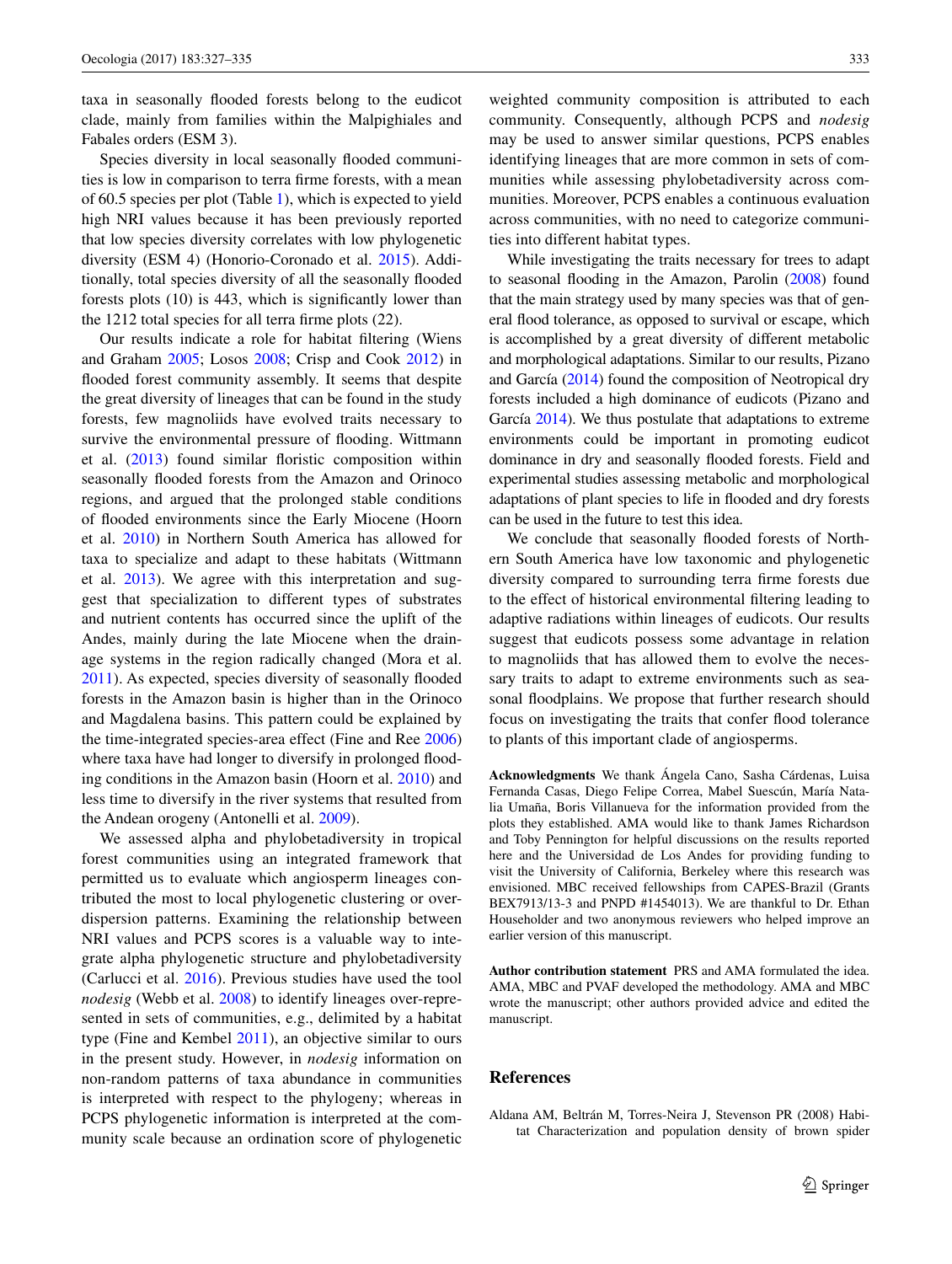taxa in seasonally flooded forests belong to the eudicot clade, mainly from families within the Malpighiales and Fabales orders (ESM 3).

Species diversity in local seasonally flooded communities is low in comparison to terra firme forests, with a mean of 60.5 species per plot (Table 1), which is expected to yield high NRI values because it has been previously reported that low species diversity correlates with low phylogenetic diversity (ESM 4) (Honorio-Coronado et al. 2015). Additionally, total species diversity of all the seasonally flooded forests plots (10) is 443, which is significantly lower than the 1212 total species for all terra firme plots (22).

Our results indicate a role for habitat filtering (Wiens and Graham 2005; Losos 2008; Crisp and Cook 2012) in flooded forest community assembly. It seems that despite the great diversity of lineages that can be found in the study forests, few magnoliids have evolved traits necessary to survive the environmental pressure of flooding. Wittmann et al. (2013) found similar floristic composition within seasonally flooded forests from the Amazon and Orinoco regions, and argued that the prolonged stable conditions of flooded environments since the Early Miocene (Hoorn et al. 2010) in Northern South America has allowed for taxa to specialize and adapt to these habitats (Wittmann et al. 2013). We agree with this interpretation and suggest that specialization to different types of substrates and nutrient contents has occurred since the uplift of the Andes, mainly during the late Miocene when the drainage systems in the region radically changed (Mora et al. 2011). As expected, species diversity of seasonally flooded forests in the Amazon basin is higher than in the Orinoco and Magdalena basins. This pattern could be explained by the time-integrated species-area effect (Fine and Ree 2006) where taxa have had longer to diversify in prolonged flooding conditions in the Amazon basin (Hoorn et al. 2010) and less time to diversify in the river systems that resulted from the Andean orogeny (Antonelli et al. 2009).

We assessed alpha and phylobetadiversity in tropical forest communities using an integrated framework that permitted us to evaluate which angiosperm lineages contributed the most to local phylogenetic clustering or overdispersion patterns. Examining the relationship between NRI values and PCPS scores is a valuable way to integrate alpha phylogenetic structure and phylobetadiversity (Carlucci et al. 2016). Previous studies have used the tool *nodesig* (Webb et al. 2008) to identify lineages over-represented in sets of communities, e.g., delimited by a habitat type (Fine and Kembel 2011), an objective similar to ours in the present study. However, in *nodesig* information on non-random patterns of taxa abundance in communities is interpreted with respect to the phylogeny; whereas in PCPS phylogenetic information is interpreted at the community scale because an ordination score of phylogenetic weighted community composition is attributed to each community. Consequently, although PCPS and *nodesig* may be used to answer similar questions, PCPS enables identifying lineages that are more common in sets of communities while assessing phylobetadiversity across communities. Moreover, PCPS enables a continuous evaluation across communities, with no need to categorize communities into different habitat types.

While investigating the traits necessary for trees to adapt to seasonal flooding in the Amazon, Parolin (2008) found that the main strategy used by many species was that of general flood tolerance, as opposed to survival or escape, which is accomplished by a great diversity of different metabolic and morphological adaptations. Similar to our results, Pizano and García (2014) found the composition of Neotropical dry forests included a high dominance of eudicots (Pizano and García 2014). We thus postulate that adaptations to extreme environments could be important in promoting eudicot dominance in dry and seasonally flooded forests. Field and experimental studies assessing metabolic and morphological adaptations of plant species to life in flooded and dry forests can be used in the future to test this idea.

We conclude that seasonally flooded forests of Northern South America have low taxonomic and phylogenetic diversity compared to surrounding terra firme forests due to the effect of historical environmental filtering leading to adaptive radiations within lineages of eudicots. Our results suggest that eudicots possess some advantage in relation to magnoliids that has allowed them to evolve the necessary traits to adapt to extreme environments such as seasonal floodplains. We propose that further research should focus on investigating the traits that confer flood tolerance to plants of this important clade of angiosperms.

**Acknowledgments** We thank Ángela Cano, Sasha Cárdenas, Luisa Fernanda Casas, Diego Felipe Correa, Mabel Suescún, María Natalia Umaña, Boris Villanueva for the information provided from the plots they established. AMA would like to thank James Richardson and Toby Pennington for helpful discussions on the results reported here and the Universidad de Los Andes for providing funding to visit the University of California, Berkeley where this research was envisioned. MBC received fellowships from CAPES-Brazil (Grants BEX7913/13-3 and PNPD #1454013). We are thankful to Dr. Ethan Householder and two anonymous reviewers who helped improve an earlier version of this manuscript.

**Author contribution statement** PRS and AMA formulated the idea. AMA, MBC and PVAF developed the methodology. AMA and MBC wrote the manuscript; other authors provided advice and edited the manuscript.

## References

Aldana AM, Beltrán M, Torres-Neira J, Stevenson PR (2008) Habitat Characterization and population density of brown spider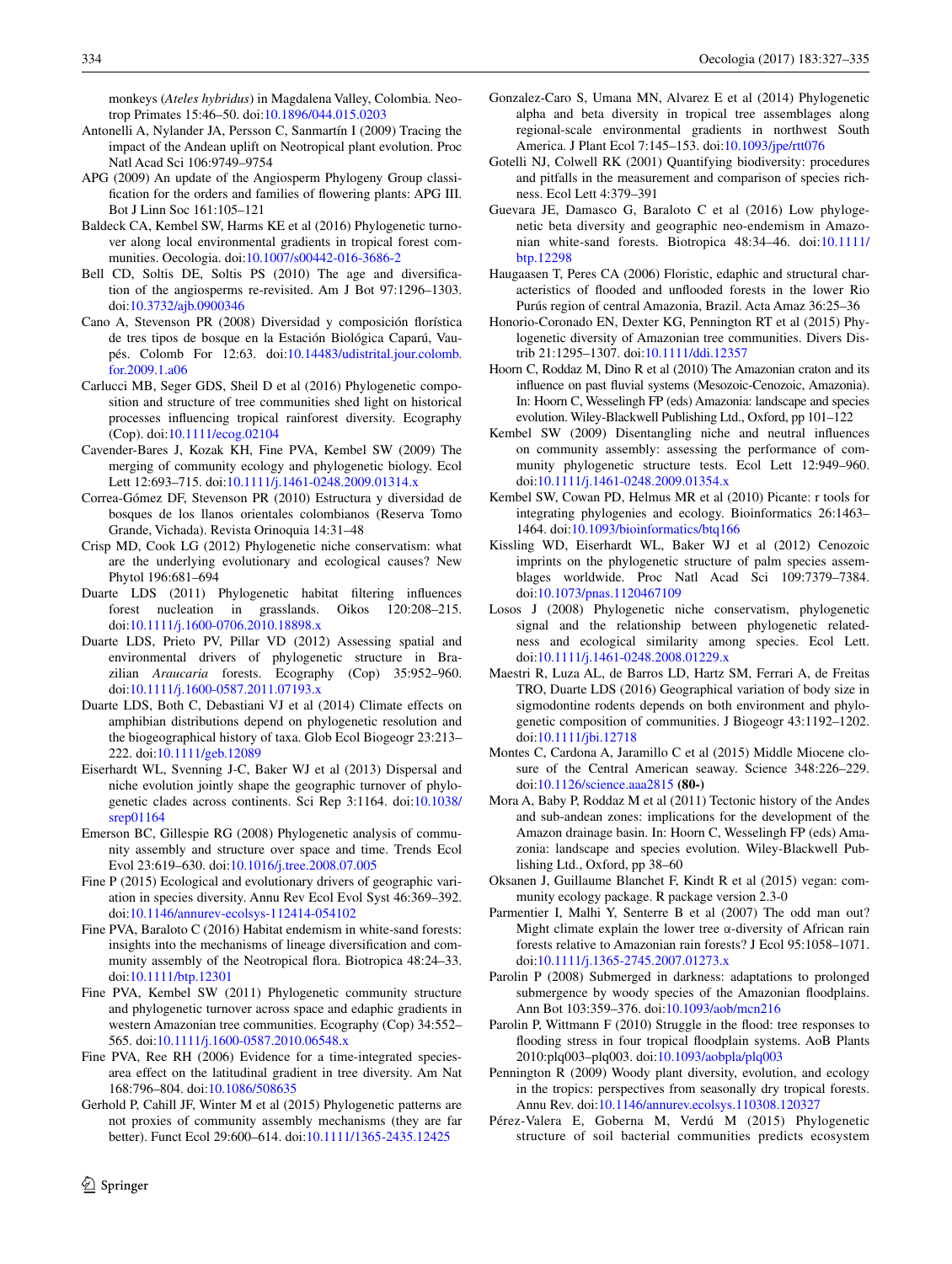monkeys (*Ateles hybridus*) in Magdalena Valley, Colombia. Neotrop Primates 15:46–50. doi:10.1896/044.015.0203

Antonelli A, Nylander JA, Persson C, Sanmartín I (2009) Tracing the impact of the Andean uplift on Neotropical plant evolution. Proc Natl Acad Sci 106:9749–9754

APG (2009) An update of the Angiosperm Phylogeny Group classification for the orders and families of flowering plants: APG III. Bot J Linn Soc 161:105–121

Baldeck CA, Kembel SW, Harms KE et al (2016) Phylogenetic turnover along local environmental gradients in tropical forest communities. Oecologia. doi:10.1007/s00442-016-3686-2

Bell CD, Soltis DE, Soltis PS (2010) The age and diversification of the angiosperms re-revisited. Am J Bot 97:1296–1303. doi:10.3732/ajb.0900346

Cano A, Stevenson PR (2008) Diversidad y composición florística de tres tipos de bosque en la Estación Biológica Caparú, Vaupés. Colomb For 12:63. doi:10.14483/udistrital.jour.colomb.for.2009.1.a06

Carlucci MB, Seger GDS, Sheil D et al (2016) Phylogenetic composition and structure of tree communities shed light on historical processes influencing tropical rainforest diversity. Ecography (Cop). doi:10.1111/ecog.02104

Cavender-Bares J, Kozak KH, Fine PVA, Kembel SW (2009) The merging of community ecology and phylogenetic biology. Ecol Lett 12:693–715. doi:10.1111/j.1461-0248.2009.01314.x

Correa-Gómez DF, Stevenson PR (2010) Estructura y diversidad de bosques de los llanos orientales colombianos (Reserva Tomo Grande, Vichada). Revista Orinoquia 14:31–48

Crisp MD, Cook LG (2012) Phylogenetic niche conservatism: what are the underlying evolutionary and ecological causes? New Phytol 196:681–694

Duarte LDS (2011) Phylogenetic habitat filtering influences forest nucleation in grasslands. Oikos 120:208–215. doi:10.1111/j.1600-0706.2010.18898.x

Duarte LDS, Prieto PV, Pillar VD (2012) Assessing spatial and environmental drivers of phylogenetic structure in Brazilian *Araucaria* forests. Ecography (Cop) 35:952–960. doi:10.1111/j.1600-0587.2011.07193.x

Duarte LDS, Both C, Debastiani VJ et al (2014) Climate effects on amphibian distributions depend on phylogenetic resolution and the biogeographical history of taxa. Glob Ecol Biogeogr 23:213–222. doi:10.1111/geb.12089

Eiserhardt WL, Svenning J-C, Baker WJ et al (2013) Dispersal and niche evolution jointly shape the geographic turnover of phylogenetic clades across continents. Sci Rep 3:1164. doi:10.1038/srep01164

Emerson BC, Gillespie RG (2008) Phylogenetic analysis of community assembly and structure over space and time. Trends Ecol Evol 23:619–630. doi:10.1016/j.tree.2008.07.005

Fine P (2015) Ecological and evolutionary drivers of geographic variation in species diversity. Annu Rev Ecol Evol Syst 46:369–392. doi:10.1146/annurev-ecolsys-112414-054102

Fine PVA, Baraloto C (2016) Habitat endemism in white-sand forests: insights into the mechanisms of lineage diversification and community assembly of the Neotropical flora. Biotropica 48:24–33. doi:10.1111/btp.12301

Fine PVA, Kembel SW (2011) Phylogenetic community structure and phylogenetic turnover across space and edaphic gradients in western Amazonian tree communities. Ecography (Cop) 34:552–565. doi:10.1111/j.1600-0587.2010.06548.x

Fine PVA, Ree RH (2006) Evidence for a time-integrated species-area effect on the latitudinal gradient in tree diversity. Am Nat 168:796–804. doi:10.1086/508635

Gerhold P, Cahill JF, Winter M et al (2015) Phylogenetic patterns are not proxies of community assembly mechanisms (they are far better). Funct Ecol 29:600–614. doi:10.1111/1365-2435.12425

Gonzalez-Caro S, Umana MN, Alvarez E et al (2014) Phylogenetic alpha and beta diversity in tropical tree assemblages along regional-scale environmental gradients in northwest South America. J Plant Ecol 7:145–153. doi:10.1093/jpe/rtt076

Gotelli NJ, Colwell RK (2001) Quantifying biodiversity: procedures and pitfalls in the measurement and comparison of species richness. Ecol Lett 4:379–391

Guevara JE, Damasco G, Baraloto C et al (2016) Low phylogenetic beta diversity and geographic neo-endemism in Amazonian white-sand forests. Biotropica 48:34–46. doi:10.1111/btp.12298

Haugaasen T, Peres CA (2006) Floristic, edaphic and structural characteristics of flooded and unflooded forests in the lower Rio Purús region of central Amazonia, Brazil. Acta Amaz 36:25–36

Honorio-Coronado EN, Dexter KG, Pennington RT et al (2015) Phylogenetic diversity of Amazonian tree communities. Divers Distrib 21:1295–1307. doi:10.1111/ddi.12357

Hoorn C, Roddaz M, Dino R et al (2010) The Amazonian craton and its influence on past fluvial systems (Mesozoic-Cenozoic, Amazonia). In: Hoorn C, Wesselingh FP (eds) Amazonia: landscape and species evolution. Wiley-Blackwell Publishing Ltd., Oxford, pp 101–122

Kembel SW (2009) Disentangling niche and neutral influences on community assembly: assessing the performance of community phylogenetic structure tests. Ecol Lett 12:949–960. doi:10.1111/j.1461-0248.2009.01354.x

Kembel SW, Cowan PD, Helmus MR et al (2010) Picante: r tools for integrating phylogenies and ecology. Bioinformatics 26:1463–1464. doi:10.1093/bioinformatics/btq166

Kissling WD, Eiserhardt WL, Baker WJ et al (2012) Cenozoic imprints on the phylogenetic structure of palm species assemblages worldwide. Proc Natl Acad Sci 109:7379–7384. doi:10.1073/pnas.1120467109

Losos J (2008) Phylogenetic niche conservatism, phylogenetic signal and the relationship between phylogenetic relatedness and ecological similarity among species. Ecol Lett. doi:10.1111/j.1461-0248.2008.01229.x

Maestri R, Luza AL, de Barros LD, Hartz SM, Ferrari A, de Freitas TRO, Duarte LDS (2016) Geographical variation of body size in sigmodontine rodents depends on both environment and phylogenetic composition of communities. J Biogeogr 43:1192–1202. doi:10.1111/jbi.12718

Montes C, Cardona A, Jaramillo C et al (2015) Middle Miocene closure of the Central American seaway. Science 348:226–229. doi:10.1126/science.aaa2815 **(80-)**

Mora A, Baby P, Roddaz M et al (2011) Tectonic history of the Andes and sub-andean zones: implications for the development of the Amazon drainage basin. In: Hoorn C, Wesselingh FP (eds) Amazonia: landscape and species evolution. Wiley-Blackwell Publishing Ltd., Oxford, pp 38–60

Oksanen J, Guillaume Blanchet F, Kindt R et al (2015) vegan: community ecology package. R package version 2.3-0

Parmentier I, Malhi Y, Senterre B et al (2007) The odd man out? Might climate explain the lower tree α-diversity of African rain forests relative to Amazonian rain forests? J Ecol 95:1058–1071. doi:10.1111/j.1365-2745.2007.01273.x

Parolin P (2008) Submerged in darkness: adaptations to prolonged submergence by woody species of the Amazonian floodplains. Ann Bot 103:359–376. doi:10.1093/aob/mcn216

Parolin P, Wittmann F (2010) Struggle in the flood: tree responses to flooding stress in four tropical floodplain systems. AoB Plants 2010:plq003–plq003. doi:10.1093/aobpla/plq003

Pennington R (2009) Woody plant diversity, evolution, and ecology in the tropics: perspectives from seasonally dry tropical forests. Annu Rev. doi:10.1146/annurev.ecolsys.110308.120327

Pérez-Valera E, Goberna M, Verdú M (2015) Phylogenetic structure of soil bacterial communities predicts ecosystem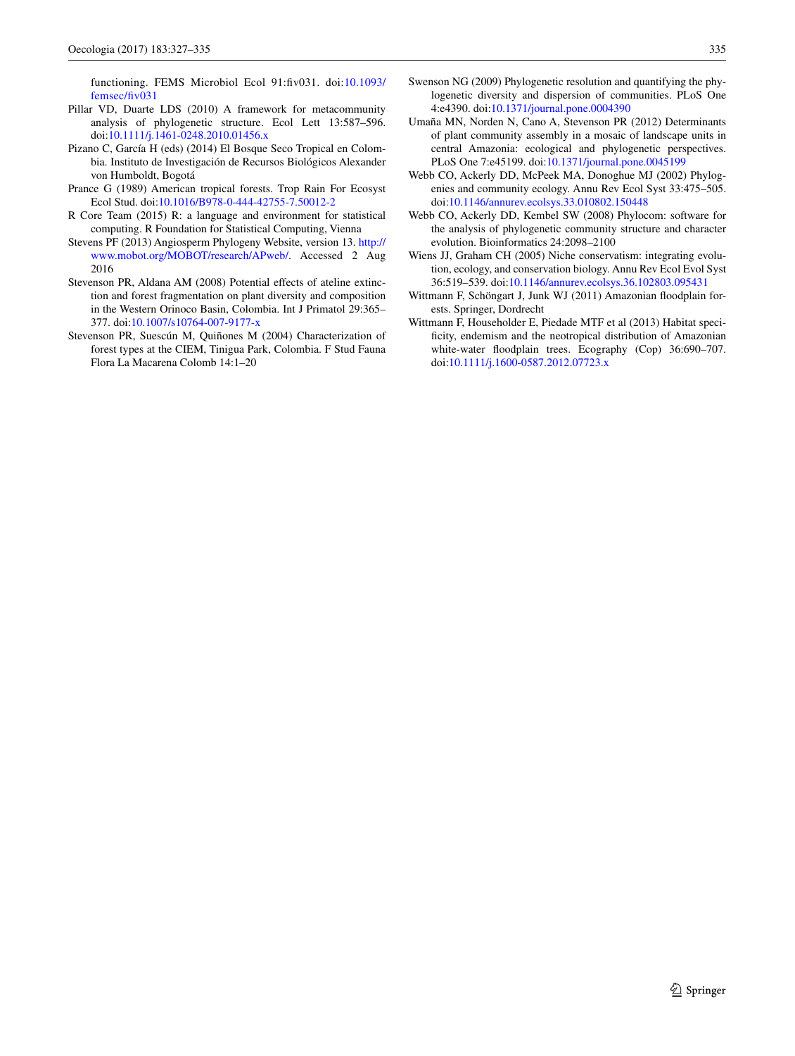functioning. FEMS Microbiol Ecol 91:fiv031. doi:10.1093/femsec/fiv031

Pillar VD, Duarte LDS (2010) A framework for metacommunity analysis of phylogenetic structure. Ecol Lett 13:587–596. doi:10.1111/j.1461-0248.2010.01456.x

Pizano C, García H (eds) (2014) El Bosque Seco Tropical en Colombia. Instituto de Investigación de Recursos Biológicos Alexander von Humboldt, Bogotá

Prance G (1989) American tropical forests. Trop Rain For Ecosyst Ecol Stud. doi:10.1016/B978-0-444-42755-7.50012-2

R Core Team (2015) R: a language and environment for statistical computing. R Foundation for Statistical Computing, Vienna

Stevens PF (2013) Angiosperm Phylogeny Website, version 13. http://www.mobot.org/MOBOT/research/APweb/. Accessed 2 Aug 2016

Stevenson PR, Aldana AM (2008) Potential effects of ateline extinction and forest fragmentation on plant diversity and composition in the Western Orinoco Basin, Colombia. Int J Primatol 29:365–377. doi:10.1007/s10764-007-9177-x

Stevenson PR, Suescún M, Quiñones M (2004) Characterization of forest types at the CIEM, Tinigua Park, Colombia. F Stud Fauna Flora La Macarena Colomb 14:1–20

Swenson NG (2009) Phylogenetic resolution and quantifying the phylogenetic diversity and dispersion of communities. PLoS One 4:e4390. doi:10.1371/journal.pone.0004390

Umaña MN, Norden N, Cano A, Stevenson PR (2012) Determinants of plant community assembly in a mosaic of landscape units in central Amazonia: ecological and phylogenetic perspectives. PLoS One 7:e45199. doi:10.1371/journal.pone.0045199

Webb CO, Ackerly DD, McPeek MA, Donoghue MJ (2002) Phylogenies and community ecology. Annu Rev Ecol Syst 33:475–505. doi:10.1146/annurev.ecolsys.33.010802.150448

Webb CO, Ackerly DD, Kembel SW (2008) Phylocom: software for the analysis of phylogenetic community structure and character evolution. Bioinformatics 24:2098–2100

Wiens JJ, Graham CH (2005) Niche conservatism: integrating evolution, ecology, and conservation biology. Annu Rev Ecol Evol Syst 36:519–539. doi:10.1146/annurev.ecolsys.36.102803.095431

Wittmann F, Schöngart J, Junk WJ (2011) Amazonian floodplain forests. Springer, Dordrecht

Wittmann F, Householder E, Piedade MTF et al (2013) Habitat specificity, endemism and the neotropical distribution of Amazonian white-water floodplain trees. Ecography (Cop) 36:690–707. doi:10.1111/j.1600-0587.2012.07723.x